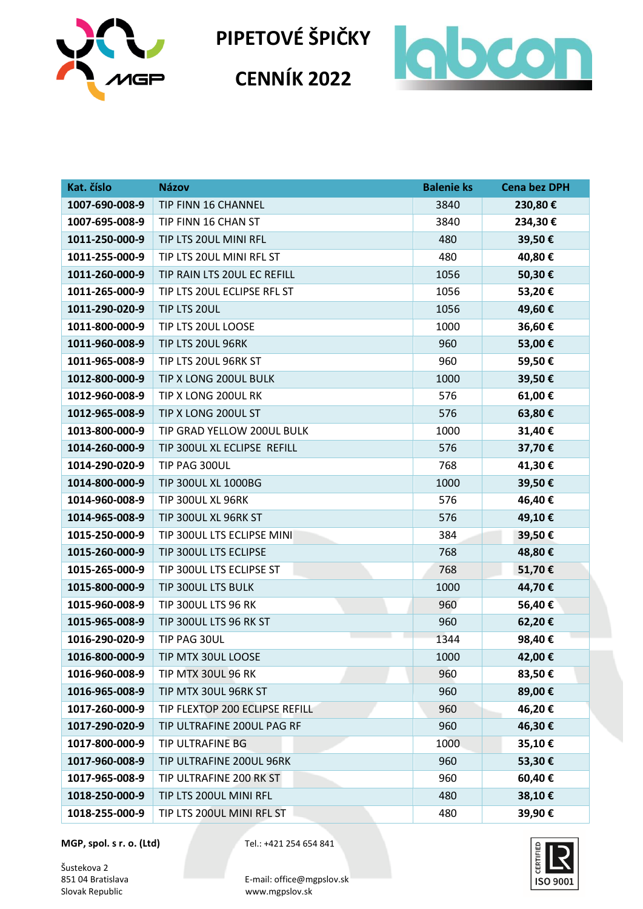# PIPETOVÉ ŠPIČKY

# CENNÍK 2022

| Kat. číslo | Názov | Balenie ks | Cena bez DPH |
|---|---|---|---|
| **1007-690-008-9** | TIP FINN 16 CHANNEL | 3840 | **230,80 €** |
| **1007-695-008-9** | TIP FINN 16 CHAN ST | 3840 | **234,30 €** |
| **1011-250-000-9** | TIP LTS 20UL MINI RFL | 480 | **39,50 €** |
| **1011-255-000-9** | TIP LTS 20UL MINI RFL ST | 480 | **40,80 €** |
| **1011-260-000-9** | TIP RAIN LTS 20UL EC REFILL | 1056 | **50,30 €** |
| **1011-265-000-9** | TIP LTS 20UL ECLIPSE RFL ST | 1056 | **53,20 €** |
| **1011-290-020-9** | TIP LTS 20UL | 1056 | **49,60 €** |
| **1011-800-000-9** | TIP LTS 20UL LOOSE | 1000 | **36,60 €** |
| **1011-960-008-9** | TIP LTS 20UL 96RK | 960 | **53,00 €** |
| **1011-965-008-9** | TIP LTS 20UL 96RK ST | 960 | **59,50 €** |
| **1012-800-000-9** | TIP X LONG 200UL BULK | 1000 | **39,50 €** |
| **1012-960-008-9** | TIP X LONG 200UL RK | 576 | **61,00 €** |
| **1012-965-008-9** | TIP X LONG 200UL ST | 576 | **63,80 €** |
| **1013-800-000-9** | TIP GRAD YELLOW 200UL BULK | 1000 | **31,40 €** |
| **1014-260-000-9** | TIP 300UL XL ECLIPSE REFILL | 576 | **37,70 €** |
| **1014-290-020-9** | TIP PAG 300UL | 768 | **41,30 €** |
| **1014-800-000-9** | TIP 300UL XL 1000BG | 1000 | **39,50 €** |
| **1014-960-008-9** | TIP 300UL XL 96RK | 576 | **46,40 €** |
| **1014-965-008-9** | TIP 300UL XL 96RK ST | 576 | **49,10 €** |
| **1015-250-000-9** | TIP 300UL LTS ECLIPSE MINI | 384 | **39,50 €** |
| **1015-260-000-9** | TIP 300UL LTS ECLIPSE | 768 | **48,80 €** |
| **1015-265-000-9** | TIP 300UL LTS ECLIPSE ST | 768 | **51,70 €** |
| **1015-800-000-9** | TIP 300UL LTS BULK | 1000 | **44,70 €** |
| **1015-960-008-9** | TIP 300UL LTS 96 RK | 960 | **56,40 €** |
| **1015-965-008-9** | TIP 300UL LTS 96 RK ST | 960 | **62,20 €** |
| **1016-290-020-9** | TIP PAG 30UL | 1344 | **98,40 €** |
| **1016-800-000-9** | TIP MTX 30UL LOOSE | 1000 | **42,00 €** |
| **1016-960-008-9** | TIP MTX 30UL 96 RK | 960 | **83,50 €** |
| **1016-965-008-9** | TIP MTX 30UL 96RK ST | 960 | **89,00 €** |
| **1017-260-000-9** | TIP FLEXTOP 200 ECLIPSE REFILL | 960 | **46,20 €** |
| **1017-290-020-9** | TIP ULTRAFINE 200UL PAG RF | 960 | **46,30 €** |
| **1017-800-000-9** | TIP ULTRAFINE BG | 1000 | **35,10 €** |
| **1017-960-008-9** | TIP ULTRAFINE 200UL 96RK | 960 | **53,30 €** |
| **1017-965-008-9** | TIP ULTRAFINE 200 RK ST | 960 | **60,40 €** |
| **1018-250-000-9** | TIP LTS 200UL MINI RFL | 480 | **38,10 €** |
| **1018-255-000-9** | TIP LTS 200UL MINI RFL ST | 480 | **39,90 €** |

**MGP, spol. s r. o. (Ltd)**

Šustekova 2
851 04 Bratislava
Slovak Republic

Tel.: +421 254 654 841

E-mail: office@mgpslov.sk
www.mgpslov.sk

CERTIFIED ISO 9001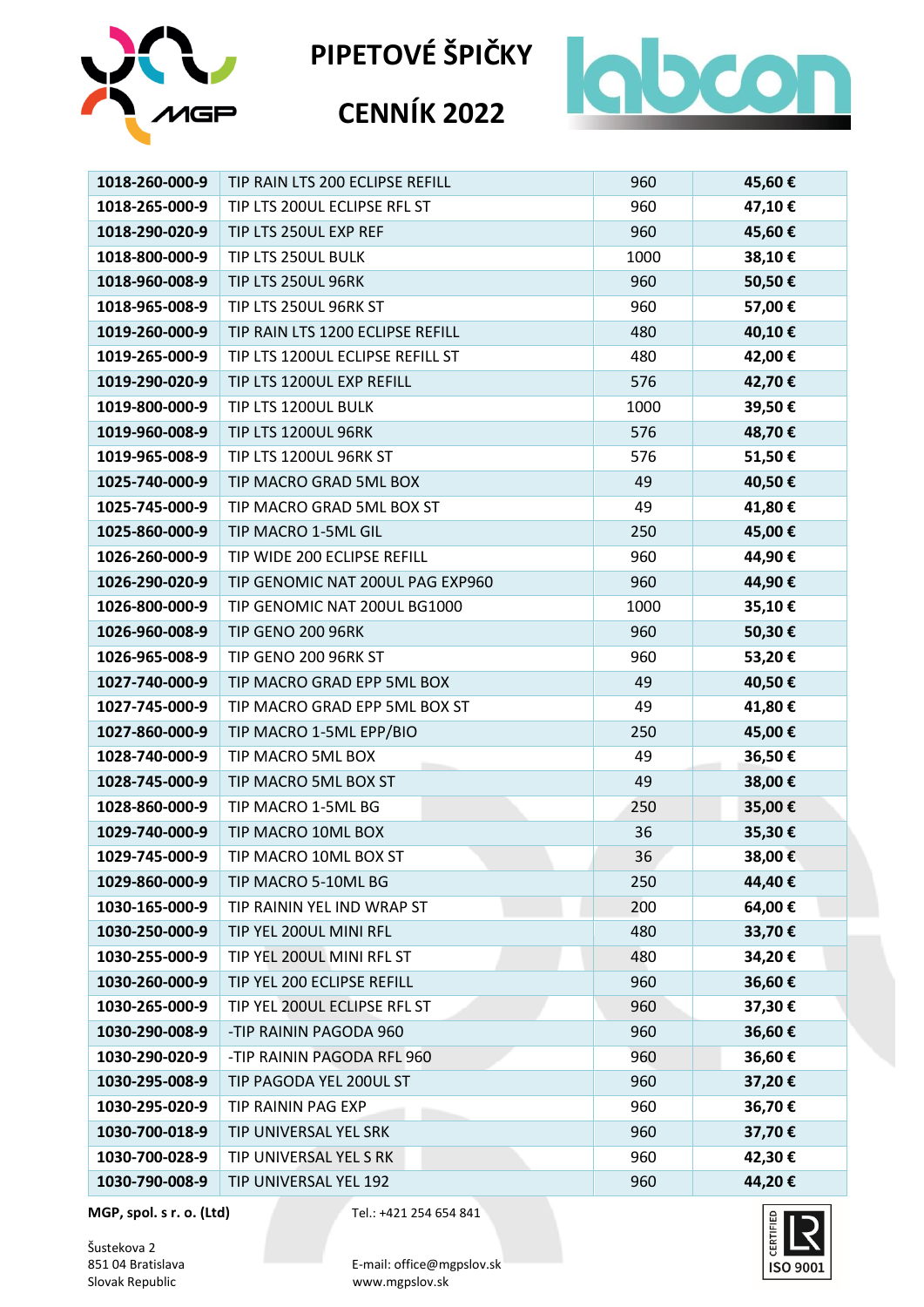# PIPETOVÉ ŠPIČKY

# CENNÍK 2022

| 1018-260-000-9 | TIP RAIN LTS 200 ECLIPSE REFILL | 960 | 45,60 € |
|---|---|---|---|
| 1018-265-000-9 | TIP LTS 200UL ECLIPSE RFL ST | 960 | 47,10 € |
| 1018-290-020-9 | TIP LTS 250UL EXP REF | 960 | 45,60 € |
| 1018-800-000-9 | TIP LTS 250UL BULK | 1000 | 38,10 € |
| 1018-960-008-9 | TIP LTS 250UL 96RK | 960 | 50,50 € |
| 1018-965-008-9 | TIP LTS 250UL 96RK ST | 960 | 57,00 € |
| 1019-260-000-9 | TIP RAIN LTS 1200 ECLIPSE REFILL | 480 | 40,10 € |
| 1019-265-000-9 | TIP LTS 1200UL ECLIPSE REFILL ST | 480 | 42,00 € |
| 1019-290-020-9 | TIP LTS 1200UL EXP REFILL | 576 | 42,70 € |
| 1019-800-000-9 | TIP LTS 1200UL BULK | 1000 | 39,50 € |
| 1019-960-008-9 | TIP LTS 1200UL 96RK | 576 | 48,70 € |
| 1019-965-008-9 | TIP LTS 1200UL 96RK ST | 576 | 51,50 € |
| 1025-740-000-9 | TIP MACRO GRAD 5ML BOX | 49 | 40,50 € |
| 1025-745-000-9 | TIP MACRO GRAD 5ML BOX ST | 49 | 41,80 € |
| 1025-860-000-9 | TIP MACRO 1-5ML GIL | 250 | 45,00 € |
| 1026-260-000-9 | TIP WIDE 200 ECLIPSE REFILL | 960 | 44,90 € |
| 1026-290-020-9 | TIP GENOMIC NAT 200UL PAG EXP960 | 960 | 44,90 € |
| 1026-800-000-9 | TIP GENOMIC NAT 200UL BG1000 | 1000 | 35,10 € |
| 1026-960-008-9 | TIP GENO 200 96RK | 960 | 50,30 € |
| 1026-965-008-9 | TIP GENO 200 96RK ST | 960 | 53,20 € |
| 1027-740-000-9 | TIP MACRO GRAD EPP 5ML BOX | 49 | 40,50 € |
| 1027-745-000-9 | TIP MACRO GRAD EPP 5ML BOX ST | 49 | 41,80 € |
| 1027-860-000-9 | TIP MACRO 1-5ML EPP/BIO | 250 | 45,00 € |
| 1028-740-000-9 | TIP MACRO 5ML BOX | 49 | 36,50 € |
| 1028-745-000-9 | TIP MACRO 5ML BOX ST | 49 | 38,00 € |
| 1028-860-000-9 | TIP MACRO 1-5ML BG | 250 | 35,00 € |
| 1029-740-000-9 | TIP MACRO 10ML BOX | 36 | 35,30 € |
| 1029-745-000-9 | TIP MACRO 10ML BOX ST | 36 | 38,00 € |
| 1029-860-000-9 | TIP MACRO 5-10ML BG | 250 | 44,40 € |
| 1030-165-000-9 | TIP RAININ YEL IND WRAP ST | 200 | 64,00 € |
| 1030-250-000-9 | TIP YEL 200UL MINI RFL | 480 | 33,70 € |
| 1030-255-000-9 | TIP YEL 200UL MINI RFL ST | 480 | 34,20 € |
| 1030-260-000-9 | TIP YEL 200 ECLIPSE REFILL | 960 | 36,60 € |
| 1030-265-000-9 | TIP YEL 200UL ECLIPSE RFL ST | 960 | 37,30 € |
| 1030-290-008-9 | -TIP RAININ PAGODA 960 | 960 | 36,60 € |
| 1030-290-020-9 | -TIP RAININ PAGODA RFL 960 | 960 | 36,60 € |
| 1030-295-008-9 | TIP PAGODA YEL 200UL ST | 960 | 37,20 € |
| 1030-295-020-9 | TIP RAININ PAG EXP | 960 | 36,70 € |
| 1030-700-018-9 | TIP UNIVERSAL YEL SRK | 960 | 37,70 € |
| 1030-700-028-9 | TIP UNIVERSAL YEL S RK | 960 | 42,30 € |
| 1030-790-008-9 | TIP UNIVERSAL YEL 192 | 960 | 44,20 € |

**MGP, spol. s r. o. (Ltd)**

Šustekova 2
851 04 Bratislava
Slovak Republic

Tel.: +421 254 654 841

E-mail: office@mgpslov.sk
www.mgpslov.sk

CERTIFIED ISO 9001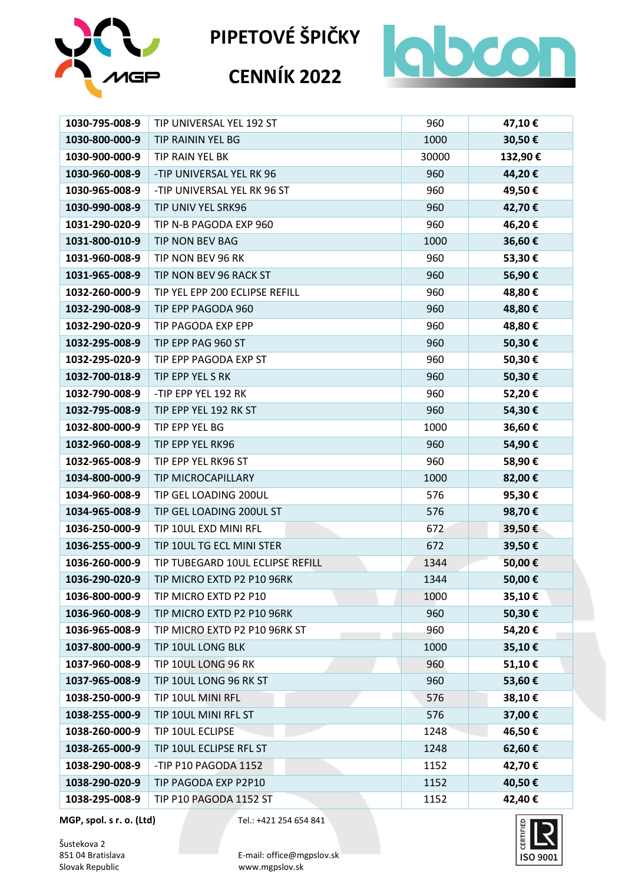# PIPETOVÉ ŠPIČKY

# CENNÍK 2022

| | | | |
|---|---|---|---|
| **1030-795-008-9** | TIP UNIVERSAL YEL 192 ST | 960 | **47,10 €** |
| **1030-800-000-9** | TIP RAININ YEL BG | 1000 | **30,50 €** |
| **1030-900-000-9** | TIP RAIN YEL BK | 30000 | **132,90 €** |
| **1030-960-008-9** | -TIP UNIVERSAL YEL RK 96 | 960 | **44,20 €** |
| **1030-965-008-9** | -TIP UNIVERSAL YEL RK 96 ST | 960 | **49,50 €** |
| **1030-990-008-9** | TIP UNIV YEL SRK96 | 960 | **42,70 €** |
| **1031-290-020-9** | TIP N-B PAGODA EXP 960 | 960 | **46,20 €** |
| **1031-800-010-9** | TIP NON BEV BAG | 1000 | **36,60 €** |
| **1031-960-008-9** | TIP NON BEV 96 RK | 960 | **53,30 €** |
| **1031-965-008-9** | TIP NON BEV 96 RACK ST | 960 | **56,90 €** |
| **1032-260-000-9** | TIP YEL EPP 200 ECLIPSE REFILL | 960 | **48,80 €** |
| **1032-290-008-9** | TIP EPP PAGODA 960 | 960 | **48,80 €** |
| **1032-290-020-9** | TIP PAGODA EXP EPP | 960 | **48,80 €** |
| **1032-295-008-9** | TIP EPP PAG 960 ST | 960 | **50,30 €** |
| **1032-295-020-9** | TIP EPP PAGODA EXP ST | 960 | **50,30 €** |
| **1032-700-018-9** | TIP EPP YEL S RK | 960 | **50,30 €** |
| **1032-790-008-9** | -TIP EPP YEL 192 RK | 960 | **52,20 €** |
| **1032-795-008-9** | TIP EPP YEL 192 RK ST | 960 | **54,30 €** |
| **1032-800-000-9** | TIP EPP YEL BG | 1000 | **36,60 €** |
| **1032-960-008-9** | TIP EPP YEL RK96 | 960 | **54,90 €** |
| **1032-965-008-9** | TIP EPP YEL RK96 ST | 960 | **58,90 €** |
| **1034-800-000-9** | TIP MICROCAPILLARY | 1000 | **82,00 €** |
| **1034-960-008-9** | TIP GEL LOADING 200UL | 576 | **95,30 €** |
| **1034-965-008-9** | TIP GEL LOADING 200UL ST | 576 | **98,70 €** |
| **1036-250-000-9** | TIP 10UL EXD MINI RFL | 672 | **39,50 €** |
| **1036-255-000-9** | TIP 10UL TG ECL MINI STER | 672 | **39,50 €** |
| **1036-260-000-9** | TIP TUBEGARD 10UL ECLIPSE REFILL | 1344 | **50,00 €** |
| **1036-290-020-9** | TIP MICRO EXTD P2 P10 96RK | 1344 | **50,00 €** |
| **1036-800-000-9** | TIP MICRO EXTD P2 P10 | 1000 | **35,10 €** |
| **1036-960-008-9** | TIP MICRO EXTD P2 P10 96RK | 960 | **50,30 €** |
| **1036-965-008-9** | TIP MICRO EXTD P2 P10 96RK ST | 960 | **54,20 €** |
| **1037-800-000-9** | TIP 10UL LONG BLK | 1000 | **35,10 €** |
| **1037-960-008-9** | TIP 10UL LONG 96 RK | 960 | **51,10 €** |
| **1037-965-008-9** | TIP 10UL LONG 96 RK ST | 960 | **53,60 €** |
| **1038-250-000-9** | TIP 10UL MINI RFL | 576 | **38,10 €** |
| **1038-255-000-9** | TIP 10UL MINI RFL ST | 576 | **37,00 €** |
| **1038-260-000-9** | TIP 10UL ECLIPSE | 1248 | **46,50 €** |
| **1038-265-000-9** | TIP 10UL ECLIPSE RFL ST | 1248 | **62,60 €** |
| **1038-290-008-9** | -TIP P10 PAGODA 1152 | 1152 | **42,70 €** |
| **1038-290-020-9** | TIP PAGODA EXP P2P10 | 1152 | **40,50 €** |
| **1038-295-008-9** | TIP P10 PAGODA 1152 ST | 1152 | **42,40 €** |

**MGP, spol. s r. o. (Ltd)**
Šustekova 2
851 04 Bratislava
Slovak Republic

Tel.: +421 254 654 841
E-mail: office@mgpslov.sk
www.mgpslov.sk

CERTIFIED ISO 9001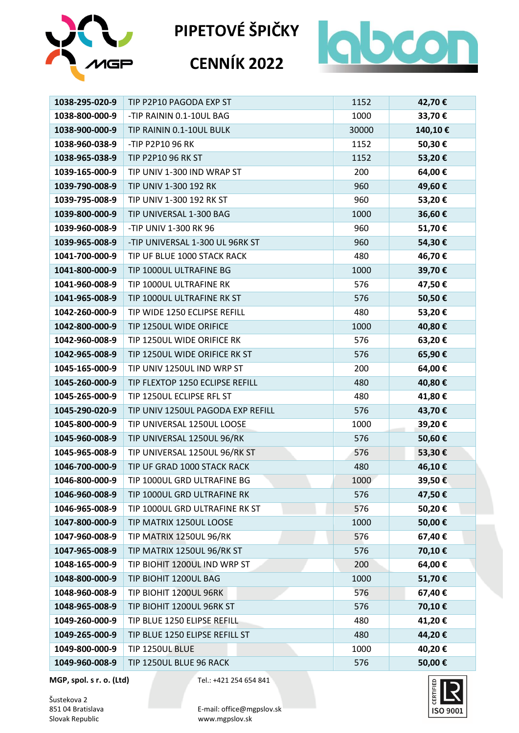# PIPETOVÉ ŠPIČKY

# CENNÍK 2022

| | | | |
|---|---|---|---|
| **1038-295-020-9** | TIP P2P10 PAGODA EXP ST | 1152 | **42,70 €** |
| **1038-800-000-9** | -TIP RAININ 0.1-10UL BAG | 1000 | **33,70 €** |
| **1038-900-000-9** | TIP RAININ 0.1-10UL BULK | 30000 | **140,10 €** |
| **1038-960-038-9** | -TIP P2P10 96 RK | 1152 | **50,30 €** |
| **1038-965-038-9** | TIP P2P10 96 RK ST | 1152 | **53,20 €** |
| **1039-165-000-9** | TIP UNIV 1-300 IND WRAP ST | 200 | **64,00 €** |
| **1039-790-008-9** | TIP UNIV 1-300 192 RK | 960 | **49,60 €** |
| **1039-795-008-9** | TIP UNIV 1-300 192 RK ST | 960 | **53,20 €** |
| **1039-800-000-9** | TIP UNIVERSAL 1-300 BAG | 1000 | **36,60 €** |
| **1039-960-008-9** | -TIP UNIV 1-300 RK 96 | 960 | **51,70 €** |
| **1039-965-008-9** | -TIP UNIVERSAL 1-300 UL 96RK ST | 960 | **54,30 €** |
| **1041-700-000-9** | TIP UF BLUE 1000 STACK RACK | 480 | **46,70 €** |
| **1041-800-000-9** | TIP 1000UL ULTRAFINE BG | 1000 | **39,70 €** |
| **1041-960-008-9** | TIP 1000UL ULTRAFINE RK | 576 | **47,50 €** |
| **1041-965-008-9** | TIP 1000UL ULTRAFINE RK ST | 576 | **50,50 €** |
| **1042-260-000-9** | TIP WIDE 1250 ECLIPSE REFILL | 480 | **53,20 €** |
| **1042-800-000-9** | TIP 1250UL WIDE ORIFICE | 1000 | **40,80 €** |
| **1042-960-008-9** | TIP 1250UL WIDE ORIFICE RK | 576 | **63,20 €** |
| **1042-965-008-9** | TIP 1250UL WIDE ORIFICE RK ST | 576 | **65,90 €** |
| **1045-165-000-9** | TIP UNIV 1250UL IND WRP ST | 200 | **64,00 €** |
| **1045-260-000-9** | TIP FLEXTOP 1250 ECLIPSE REFILL | 480 | **40,80 €** |
| **1045-265-000-9** | TIP 1250UL ECLIPSE RFL ST | 480 | **41,80 €** |
| **1045-290-020-9** | TIP UNIV 1250UL PAGODA EXP REFILL | 576 | **43,70 €** |
| **1045-800-000-9** | TIP UNIVERSAL 1250UL LOOSE | 1000 | **39,20 €** |
| **1045-960-008-9** | TIP UNIVERSAL 1250UL 96/RK | 576 | **50,60 €** |
| **1045-965-008-9** | TIP UNIVERSAL 1250UL 96/RK ST | 576 | **53,30 €** |
| **1046-700-000-9** | TIP UF GRAD 1000 STACK RACK | 480 | **46,10 €** |
| **1046-800-000-9** | TIP 1000UL GRD ULTRAFINE BG | 1000 | **39,50 €** |
| **1046-960-008-9** | TIP 1000UL GRD ULTRAFINE RK | 576 | **47,50 €** |
| **1046-965-008-9** | TIP 1000UL GRD ULTRAFINE RK ST | 576 | **50,20 €** |
| **1047-800-000-9** | TIP MATRIX 1250UL LOOSE | 1000 | **50,00 €** |
| **1047-960-008-9** | TIP MATRIX 1250UL 96/RK | 576 | **67,40 €** |
| **1047-965-008-9** | TIP MATRIX 1250UL 96/RK ST | 576 | **70,10 €** |
| **1048-165-000-9** | TIP BIOHIT 1200UL IND WRP ST | 200 | **64,00 €** |
| **1048-800-000-9** | TIP BIOHIT 1200UL BAG | 1000 | **51,70 €** |
| **1048-960-008-9** | TIP BIOHIT 1200UL 96RK | 576 | **67,40 €** |
| **1048-965-008-9** | TIP BIOHIT 1200UL 96RK ST | 576 | **70,10 €** |
| **1049-260-000-9** | TIP BLUE 1250 ELIPSE REFILL | 480 | **41,20 €** |
| **1049-265-000-9** | TIP BLUE 1250 ELIPSE REFILL ST | 480 | **44,20 €** |
| **1049-800-000-9** | TIP 1250UL BLUE | 1000 | **40,20 €** |
| **1049-960-008-9** | TIP 1250UL BLUE 96 RACK | 576 | **50,00 €** |

**MGP, spol. s r. o. (Ltd)**
Šustekova 2
851 04 Bratislava
Slovak Republic

Tel.: +421 254 654 841
E-mail: office@mgpslov.sk
www.mgpslov.sk

CERTIFIED ISO 9001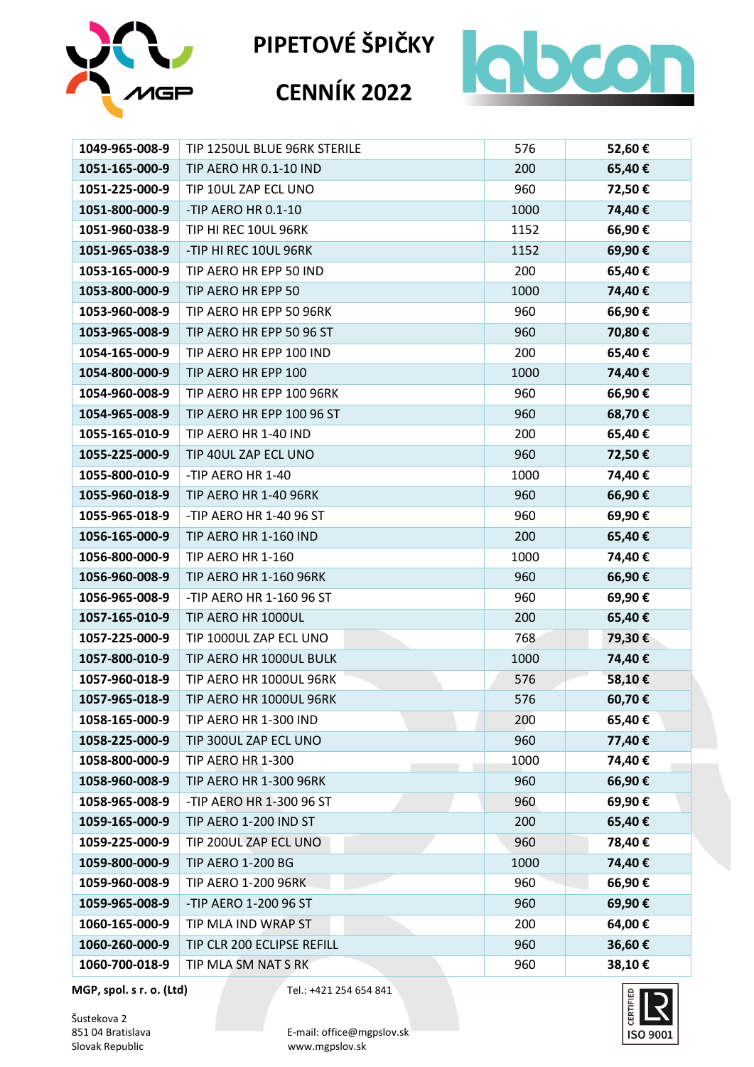# PIPETOVÉ ŠPIČKY

# CENNÍK 2022

| | | | |
|---|---|---|---|
| **1049-965-008-9** | TIP 1250UL BLUE 96RK STERILE | 576 | **52,60 €** |
| **1051-165-000-9** | TIP AERO HR 0.1-10 IND | 200 | **65,40 €** |
| **1051-225-000-9** | TIP 10UL ZAP ECL UNO | 960 | **72,50 €** |
| **1051-800-000-9** | -TIP AERO HR 0.1-10 | 1000 | **74,40 €** |
| **1051-960-038-9** | TIP HI REC 10UL 96RK | 1152 | **66,90 €** |
| **1051-965-038-9** | -TIP HI REC 10UL 96RK | 1152 | **69,90 €** |
| **1053-165-000-9** | TIP AERO HR EPP 50 IND | 200 | **65,40 €** |
| **1053-800-000-9** | TIP AERO HR EPP 50 | 1000 | **74,40 €** |
| **1053-960-008-9** | TIP AERO HR EPP 50 96RK | 960 | **66,90 €** |
| **1053-965-008-9** | TIP AERO HR EPP 50 96 ST | 960 | **70,80 €** |
| **1054-165-000-9** | TIP AERO HR EPP 100 IND | 200 | **65,40 €** |
| **1054-800-000-9** | TIP AERO HR EPP 100 | 1000 | **74,40 €** |
| **1054-960-008-9** | TIP AERO HR EPP 100 96RK | 960 | **66,90 €** |
| **1054-965-008-9** | TIP AERO HR EPP 100 96 ST | 960 | **68,70 €** |
| **1055-165-010-9** | TIP AERO HR 1-40 IND | 200 | **65,40 €** |
| **1055-225-000-9** | TIP 40UL ZAP ECL UNO | 960 | **72,50 €** |
| **1055-800-010-9** | -TIP AERO HR 1-40 | 1000 | **74,40 €** |
| **1055-960-018-9** | TIP AERO HR 1-40 96RK | 960 | **66,90 €** |
| **1055-965-018-9** | -TIP AERO HR 1-40 96 ST | 960 | **69,90 €** |
| **1056-165-000-9** | TIP AERO HR 1-160 IND | 200 | **65,40 €** |
| **1056-800-000-9** | TIP AERO HR 1-160 | 1000 | **74,40 €** |
| **1056-960-008-9** | TIP AERO HR 1-160 96RK | 960 | **66,90 €** |
| **1056-965-008-9** | -TIP AERO HR 1-160 96 ST | 960 | **69,90 €** |
| **1057-165-010-9** | TIP AERO HR 1000UL | 200 | **65,40 €** |
| **1057-225-000-9** | TIP 1000UL ZAP ECL UNO | 768 | **79,30 €** |
| **1057-800-010-9** | TIP AERO HR 1000UL BULK | 1000 | **74,40 €** |
| **1057-960-018-9** | TIP AERO HR 1000UL 96RK | 576 | **58,10 €** |
| **1057-965-018-9** | TIP AERO HR 1000UL 96RK | 576 | **60,70 €** |
| **1058-165-000-9** | TIP AERO HR 1-300 IND | 200 | **65,40 €** |
| **1058-225-000-9** | TIP 300UL ZAP ECL UNO | 960 | **77,40 €** |
| **1058-800-000-9** | TIP AERO HR 1-300 | 1000 | **74,40 €** |
| **1058-960-008-9** | TIP AERO HR 1-300 96RK | 960 | **66,90 €** |
| **1058-965-008-9** | -TIP AERO HR 1-300 96 ST | 960 | **69,90 €** |
| **1059-165-000-9** | TIP AERO 1-200 IND ST | 200 | **65,40 €** |
| **1059-225-000-9** | TIP 200UL ZAP ECL UNO | 960 | **78,40 €** |
| **1059-800-000-9** | TIP AERO 1-200 BG | 1000 | **74,40 €** |
| **1059-960-008-9** | TIP AERO 1-200 96RK | 960 | **66,90 €** |
| **1059-965-008-9** | -TIP AERO 1-200 96 ST | 960 | **69,90 €** |
| **1060-165-000-9** | TIP MLA IND WRAP ST | 200 | **64,00 €** |
| **1060-260-000-9** | TIP CLR 200 ECLIPSE REFILL | 960 | **36,60 €** |
| **1060-700-018-9** | TIP MLA SM NAT S RK | 960 | **38,10 €** |

**MGP, spol. s r. o. (Ltd)**
Šustekova 2
851 04 Bratislava
Slovak Republic

Tel.: +421 254 654 841
E-mail: office@mgpslov.sk
www.mgpslov.sk

CERTIFIED ISO 9001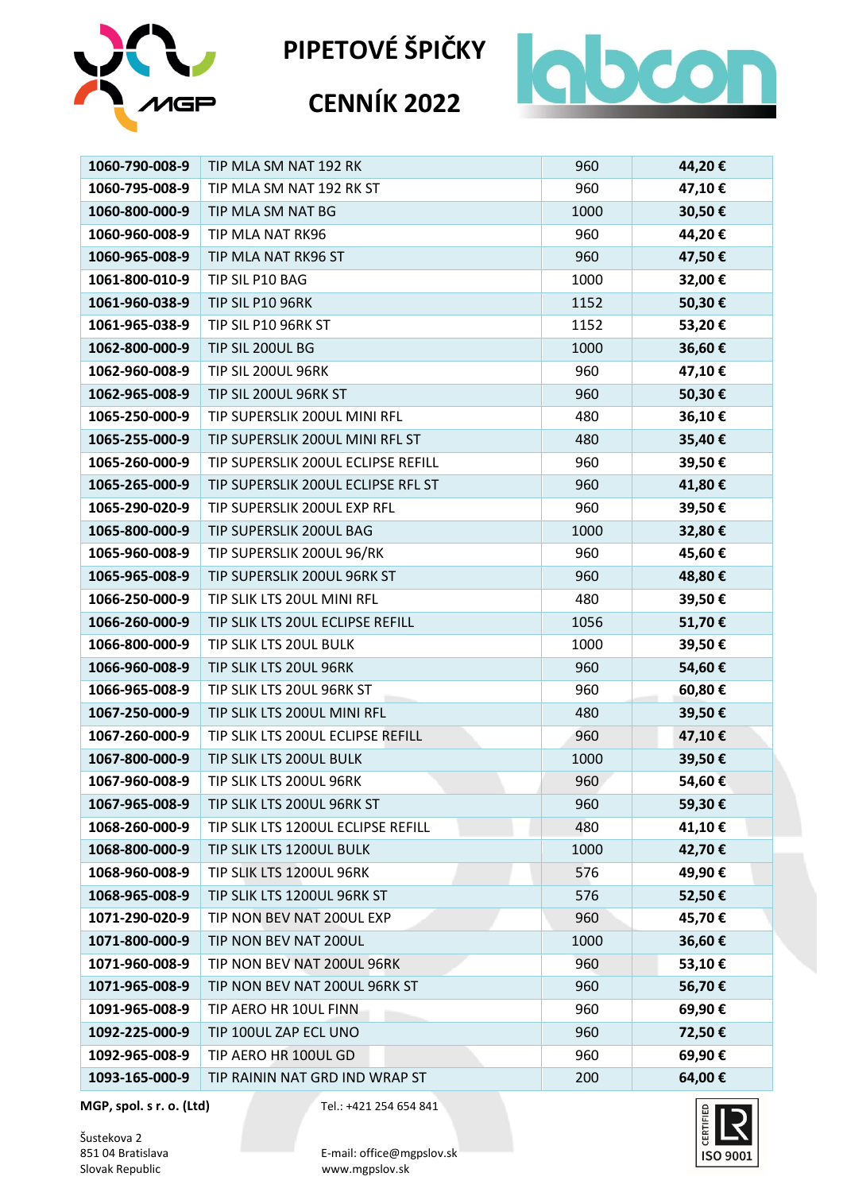# PIPETOVÉ ŠPIČKY

# CENNÍK 2022

| | | | |
|---|---|---|---|
| **1060-790-008-9** | TIP MLA SM NAT 192 RK | 960 | **44,20 €** |
| **1060-795-008-9** | TIP MLA SM NAT 192 RK ST | 960 | **47,10 €** |
| **1060-800-000-9** | TIP MLA SM NAT BG | 1000 | **30,50 €** |
| **1060-960-008-9** | TIP MLA NAT RK96 | 960 | **44,20 €** |
| **1060-965-008-9** | TIP MLA NAT RK96 ST | 960 | **47,50 €** |
| **1061-800-010-9** | TIP SIL P10 BAG | 1000 | **32,00 €** |
| **1061-960-038-9** | TIP SIL P10 96RK | 1152 | **50,30 €** |
| **1061-965-038-9** | TIP SIL P10 96RK ST | 1152 | **53,20 €** |
| **1062-800-000-9** | TIP SIL 200UL BG | 1000 | **36,60 €** |
| **1062-960-008-9** | TIP SIL 200UL 96RK | 960 | **47,10 €** |
| **1062-965-008-9** | TIP SIL 200UL 96RK ST | 960 | **50,30 €** |
| **1065-250-000-9** | TIP SUPERSLIK 200UL MINI RFL | 480 | **36,10 €** |
| **1065-255-000-9** | TIP SUPERSLIK 200UL MINI RFL ST | 480 | **35,40 €** |
| **1065-260-000-9** | TIP SUPERSLIK 200UL ECLIPSE REFILL | 960 | **39,50 €** |
| **1065-265-000-9** | TIP SUPERSLIK 200UL ECLIPSE RFL ST | 960 | **41,80 €** |
| **1065-290-020-9** | TIP SUPERSLIK 200UL EXP RFL | 960 | **39,50 €** |
| **1065-800-000-9** | TIP SUPERSLIK 200UL BAG | 1000 | **32,80 €** |
| **1065-960-008-9** | TIP SUPERSLIK 200UL 96/RK | 960 | **45,60 €** |
| **1065-965-008-9** | TIP SUPERSLIK 200UL 96RK ST | 960 | **48,80 €** |
| **1066-250-000-9** | TIP SLIK LTS 20UL MINI RFL | 480 | **39,50 €** |
| **1066-260-000-9** | TIP SLIK LTS 20UL ECLIPSE REFILL | 1056 | **51,70 €** |
| **1066-800-000-9** | TIP SLIK LTS 20UL BULK | 1000 | **39,50 €** |
| **1066-960-008-9** | TIP SLIK LTS 20UL 96RK | 960 | **54,60 €** |
| **1066-965-008-9** | TIP SLIK LTS 20UL 96RK ST | 960 | **60,80 €** |
| **1067-250-000-9** | TIP SLIK LTS 200UL MINI RFL | 480 | **39,50 €** |
| **1067-260-000-9** | TIP SLIK LTS 200UL ECLIPSE REFILL | 960 | **47,10 €** |
| **1067-800-000-9** | TIP SLIK LTS 200UL BULK | 1000 | **39,50 €** |
| **1067-960-008-9** | TIP SLIK LTS 200UL 96RK | 960 | **54,60 €** |
| **1067-965-008-9** | TIP SLIK LTS 200UL 96RK ST | 960 | **59,30 €** |
| **1068-260-000-9** | TIP SLIK LTS 1200UL ECLIPSE REFILL | 480 | **41,10 €** |
| **1068-800-000-9** | TIP SLIK LTS 1200UL BULK | 1000 | **42,70 €** |
| **1068-960-008-9** | TIP SLIK LTS 1200UL 96RK | 576 | **49,90 €** |
| **1068-965-008-9** | TIP SLIK LTS 1200UL 96RK ST | 576 | **52,50 €** |
| **1071-290-020-9** | TIP NON BEV NAT 200UL EXP | 960 | **45,70 €** |
| **1071-800-000-9** | TIP NON BEV NAT 200UL | 1000 | **36,60 €** |
| **1071-960-008-9** | TIP NON BEV NAT 200UL 96RK | 960 | **53,10 €** |
| **1071-965-008-9** | TIP NON BEV NAT 200UL 96RK ST | 960 | **56,70 €** |
| **1091-965-008-9** | TIP AERO HR 10UL FINN | 960 | **69,90 €** |
| **1092-225-000-9** | TIP 100UL ZAP ECL UNO | 960 | **72,50 €** |
| **1092-965-008-9** | TIP AERO HR 100UL GD | 960 | **69,90 €** |
| **1093-165-000-9** | TIP RAININ NAT GRD IND WRAP ST | 200 | **64,00 €** |

**MGP, spol. s r. o. (Ltd)**

Šustekova 2
851 04 Bratislava
Slovak Republic

Tel.: +421 254 654 841

E-mail: office@mgpslov.sk
www.mgpslov.sk

CERTIFIED ISO 9001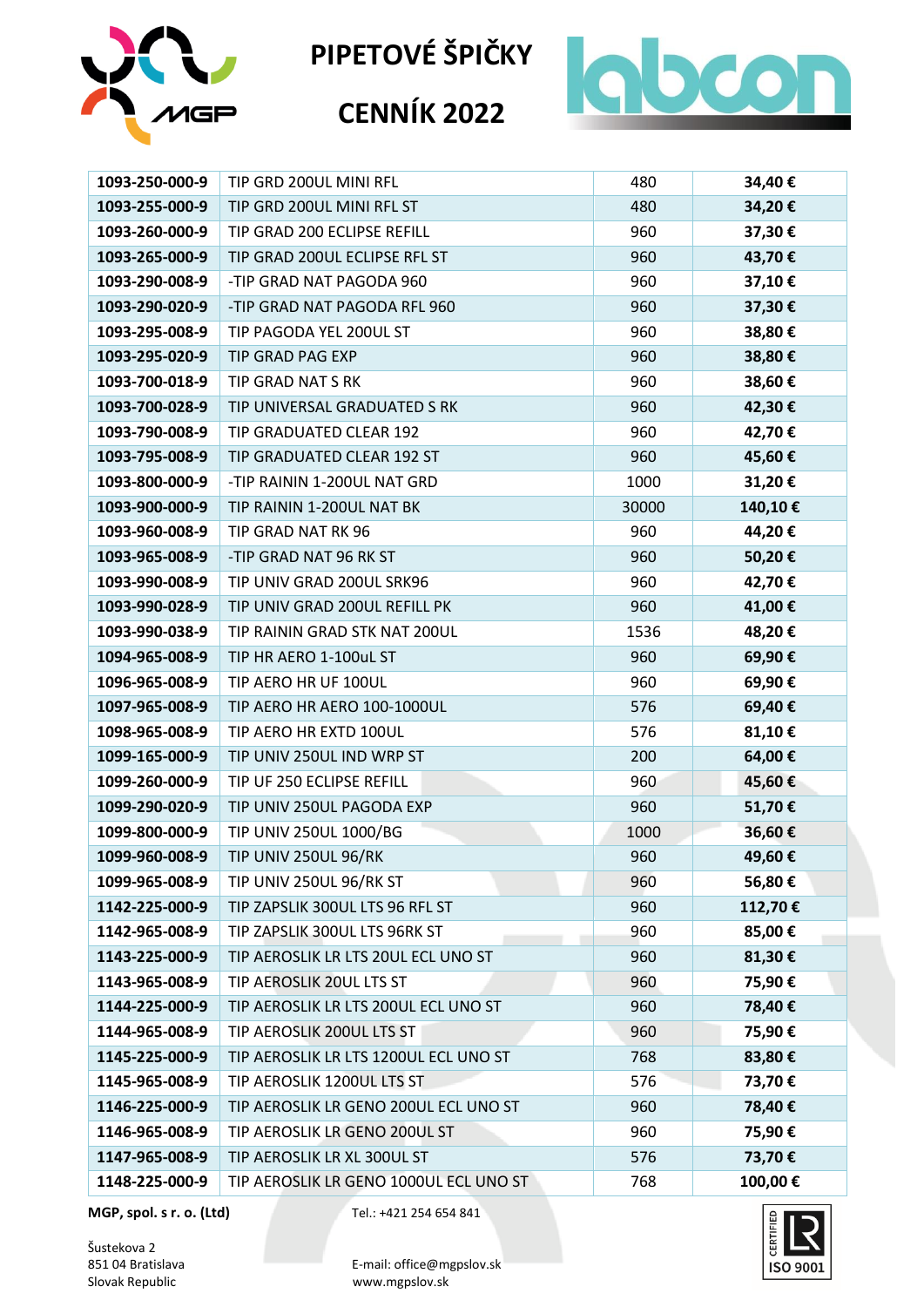# PIPETOVÉ ŠPIČKY

# CENNÍK 2022

| | | | |
|---|---|---|---|
| **1093-250-000-9** | TIP GRD 200UL MINI RFL | 480 | **34,40 €** |
| **1093-255-000-9** | TIP GRD 200UL MINI RFL ST | 480 | **34,20 €** |
| **1093-260-000-9** | TIP GRAD 200 ECLIPSE REFILL | 960 | **37,30 €** |
| **1093-265-000-9** | TIP GRAD 200UL ECLIPSE RFL ST | 960 | **43,70 €** |
| **1093-290-008-9** | -TIP GRAD NAT PAGODA 960 | 960 | **37,10 €** |
| **1093-290-020-9** | -TIP GRAD NAT PAGODA RFL 960 | 960 | **37,30 €** |
| **1093-295-008-9** | TIP PAGODA YEL 200UL ST | 960 | **38,80 €** |
| **1093-295-020-9** | TIP GRAD PAG EXP | 960 | **38,80 €** |
| **1093-700-018-9** | TIP GRAD NAT S RK | 960 | **38,60 €** |
| **1093-700-028-9** | TIP UNIVERSAL GRADUATED S RK | 960 | **42,30 €** |
| **1093-790-008-9** | TIP GRADUATED CLEAR 192 | 960 | **42,70 €** |
| **1093-795-008-9** | TIP GRADUATED CLEAR 192 ST | 960 | **45,60 €** |
| **1093-800-000-9** | -TIP RAININ 1-200UL NAT GRD | 1000 | **31,20 €** |
| **1093-900-000-9** | TIP RAININ 1-200UL NAT BK | 30000 | **140,10 €** |
| **1093-960-008-9** | TIP GRAD NAT RK 96 | 960 | **44,20 €** |
| **1093-965-008-9** | -TIP GRAD NAT 96 RK ST | 960 | **50,20 €** |
| **1093-990-008-9** | TIP UNIV GRAD 200UL SRK96 | 960 | **42,70 €** |
| **1093-990-028-9** | TIP UNIV GRAD 200UL REFILL PK | 960 | **41,00 €** |
| **1093-990-038-9** | TIP RAININ GRAD STK NAT 200UL | 1536 | **48,20 €** |
| **1094-965-008-9** | TIP HR AERO 1-100uL ST | 960 | **69,90 €** |
| **1096-965-008-9** | TIP AERO HR UF 100UL | 960 | **69,90 €** |
| **1097-965-008-9** | TIP AERO HR AERO 100-1000UL | 576 | **69,40 €** |
| **1098-965-008-9** | TIP AERO HR EXTD 100UL | 576 | **81,10 €** |
| **1099-165-000-9** | TIP UNIV 250UL IND WRP ST | 200 | **64,00 €** |
| **1099-260-000-9** | TIP UF 250 ECLIPSE REFILL | 960 | **45,60 €** |
| **1099-290-020-9** | TIP UNIV 250UL PAGODA EXP | 960 | **51,70 €** |
| **1099-800-000-9** | TIP UNIV 250UL 1000/BG | 1000 | **36,60 €** |
| **1099-960-008-9** | TIP UNIV 250UL 96/RK | 960 | **49,60 €** |
| **1099-965-008-9** | TIP UNIV 250UL 96/RK ST | 960 | **56,80 €** |
| **1142-225-000-9** | TIP ZAPSLIK 300UL LTS 96 RFL ST | 960 | **112,70 €** |
| **1142-965-008-9** | TIP ZAPSLIK 300UL LTS 96RK ST | 960 | **85,00 €** |
| **1143-225-000-9** | TIP AEROSLIK LR LTS 20UL ECL UNO ST | 960 | **81,30 €** |
| **1143-965-008-9** | TIP AEROSLIK 20UL LTS ST | 960 | **75,90 €** |
| **1144-225-000-9** | TIP AEROSLIK LR LTS 200UL ECL UNO ST | 960 | **78,40 €** |
| **1144-965-008-9** | TIP AEROSLIK 200UL LTS ST | 960 | **75,90 €** |
| **1145-225-000-9** | TIP AEROSLIK LR LTS 1200UL ECL UNO ST | 768 | **83,80 €** |
| **1145-965-008-9** | TIP AEROSLIK 1200UL LTS ST | 576 | **73,70 €** |
| **1146-225-000-9** | TIP AEROSLIK LR GENO 200UL ECL UNO ST | 960 | **78,40 €** |
| **1146-965-008-9** | TIP AEROSLIK LR GENO 200UL ST | 960 | **75,90 €** |
| **1147-965-008-9** | TIP AEROSLIK LR XL 300UL ST | 576 | **73,70 €** |
| **1148-225-000-9** | TIP AEROSLIK LR GENO 1000UL ECL UNO ST | 768 | **100,00 €** |

**MGP, spol. s r. o. (Ltd)**

Šustekova 2
851 04 Bratislava
Slovak Republic

Tel.: +421 254 654 841

E-mail: office@mgpslov.sk
www.mgpslov.sk

CERTIFIED ISO 9001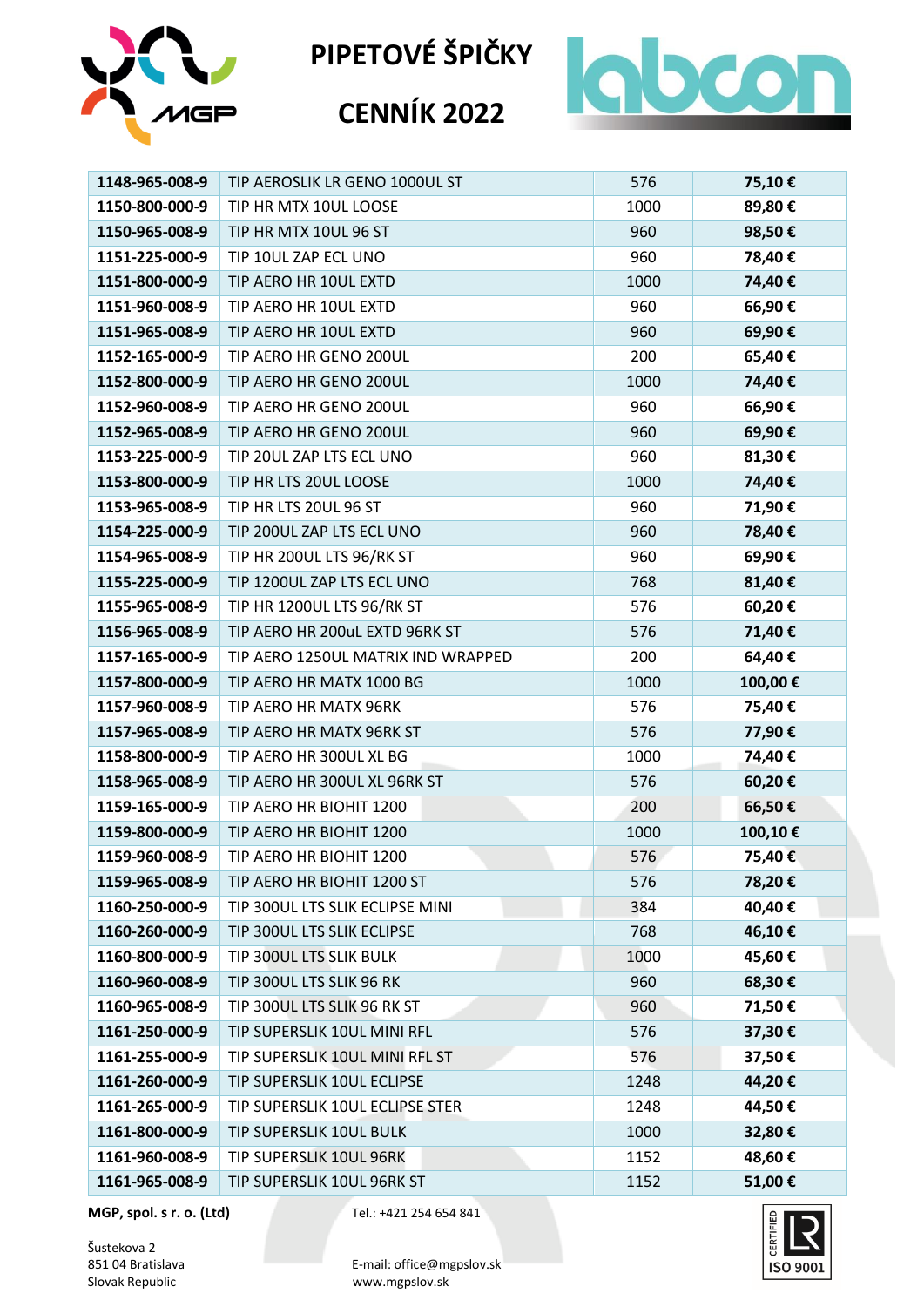# PIPETOVÉ ŠPIČKY

# CENNÍK 2022

| **1148-965-008-9** | TIP AEROSLIK LR GENO 1000UL ST | 576 | **75,10 €** |
|---|---|---|---|
| **1150-800-000-9** | TIP HR MTX 10UL LOOSE | 1000 | **89,80 €** |
| **1150-965-008-9** | TIP HR MTX 10UL 96 ST | 960 | **98,50 €** |
| **1151-225-000-9** | TIP 10UL ZAP ECL UNO | 960 | **78,40 €** |
| **1151-800-000-9** | TIP AERO HR 10UL EXTD | 1000 | **74,40 €** |
| **1151-960-008-9** | TIP AERO HR 10UL EXTD | 960 | **66,90 €** |
| **1151-965-008-9** | TIP AERO HR 10UL EXTD | 960 | **69,90 €** |
| **1152-165-000-9** | TIP AERO HR GENO 200UL | 200 | **65,40 €** |
| **1152-800-000-9** | TIP AERO HR GENO 200UL | 1000 | **74,40 €** |
| **1152-960-008-9** | TIP AERO HR GENO 200UL | 960 | **66,90 €** |
| **1152-965-008-9** | TIP AERO HR GENO 200UL | 960 | **69,90 €** |
| **1153-225-000-9** | TIP 20UL ZAP LTS ECL UNO | 960 | **81,30 €** |
| **1153-800-000-9** | TIP HR LTS 20UL LOOSE | 1000 | **74,40 €** |
| **1153-965-008-9** | TIP HR LTS 20UL 96 ST | 960 | **71,90 €** |
| **1154-225-000-9** | TIP 200UL ZAP LTS ECL UNO | 960 | **78,40 €** |
| **1154-965-008-9** | TIP HR 200UL LTS 96/RK ST | 960 | **69,90 €** |
| **1155-225-000-9** | TIP 1200UL ZAP LTS ECL UNO | 768 | **81,40 €** |
| **1155-965-008-9** | TIP HR 1200UL LTS 96/RK ST | 576 | **60,20 €** |
| **1156-965-008-9** | TIP AERO HR 200uL EXTD 96RK ST | 576 | **71,40 €** |
| **1157-165-000-9** | TIP AERO 1250UL MATRIX IND WRAPPED | 200 | **64,40 €** |
| **1157-800-000-9** | TIP AERO HR MATX 1000 BG | 1000 | **100,00 €** |
| **1157-960-008-9** | TIP AERO HR MATX 96RK | 576 | **75,40 €** |
| **1157-965-008-9** | TIP AERO HR MATX 96RK ST | 576 | **77,90 €** |
| **1158-800-000-9** | TIP AERO HR 300UL XL BG | 1000 | **74,40 €** |
| **1158-965-008-9** | TIP AERO HR 300UL XL 96RK ST | 576 | **60,20 €** |
| **1159-165-000-9** | TIP AERO HR BIOHIT 1200 | 200 | **66,50 €** |
| **1159-800-000-9** | TIP AERO HR BIOHIT 1200 | 1000 | **100,10 €** |
| **1159-960-008-9** | TIP AERO HR BIOHIT 1200 | 576 | **75,40 €** |
| **1159-965-008-9** | TIP AERO HR BIOHIT 1200 ST | 576 | **78,20 €** |
| **1160-250-000-9** | TIP 300UL LTS SLIK ECLIPSE MINI | 384 | **40,40 €** |
| **1160-260-000-9** | TIP 300UL LTS SLIK ECLIPSE | 768 | **46,10 €** |
| **1160-800-000-9** | TIP 300UL LTS SLIK BULK | 1000 | **45,60 €** |
| **1160-960-008-9** | TIP 300UL LTS SLIK 96 RK | 960 | **68,30 €** |
| **1160-965-008-9** | TIP 300UL LTS SLIK 96 RK ST | 960 | **71,50 €** |
| **1161-250-000-9** | TIP SUPERSLIK 10UL MINI RFL | 576 | **37,30 €** |
| **1161-255-000-9** | TIP SUPERSLIK 10UL MINI RFL ST | 576 | **37,50 €** |
| **1161-260-000-9** | TIP SUPERSLIK 10UL ECLIPSE | 1248 | **44,20 €** |
| **1161-265-000-9** | TIP SUPERSLIK 10UL ECLIPSE STER | 1248 | **44,50 €** |
| **1161-800-000-9** | TIP SUPERSLIK 10UL BULK | 1000 | **32,80 €** |
| **1161-960-008-9** | TIP SUPERSLIK 10UL 96RK | 1152 | **48,60 €** |
| **1161-965-008-9** | TIP SUPERSLIK 10UL 96RK ST | 1152 | **51,00 €** |

**MGP, spol. s r. o. (Ltd)**

Šustekova 2
851 04 Bratislava
Slovak Republic

Tel.: +421 254 654 841

E-mail: office@mgpslov.sk
www.mgpslov.sk

CERTIFIED ISO 9001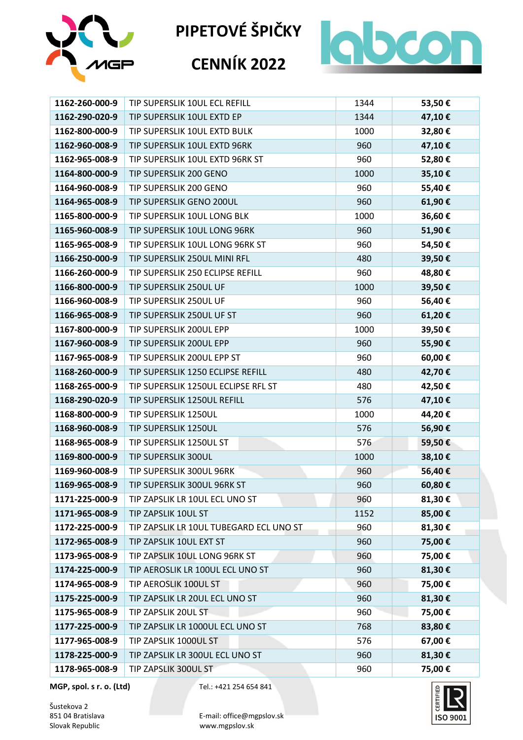# PIPETOVÉ ŠPIČKY

# CENNÍK 2022

| | | | |
|---|---|---|---|
| **1162-260-000-9** | TIP SUPERSLIK 10UL ECL REFILL | 1344 | **53,50 €** |
| **1162-290-020-9** | TIP SUPERSLIK 10UL EXTD EP | 1344 | **47,10 €** |
| **1162-800-000-9** | TIP SUPERSLIK 10UL EXTD BULK | 1000 | **32,80 €** |
| **1162-960-008-9** | TIP SUPERSLIK 10UL EXTD 96RK | 960 | **47,10 €** |
| **1162-965-008-9** | TIP SUPERSLIK 10UL EXTD 96RK ST | 960 | **52,80 €** |
| **1164-800-000-9** | TIP SUPERSLIK 200 GENO | 1000 | **35,10 €** |
| **1164-960-008-9** | TIP SUPERSLIK 200 GENO | 960 | **55,40 €** |
| **1164-965-008-9** | TIP SUPERSLIK GENO 200UL | 960 | **61,90 €** |
| **1165-800-000-9** | TIP SUPERSLIK 10UL LONG BLK | 1000 | **36,60 €** |
| **1165-960-008-9** | TIP SUPERSLIK 10UL LONG 96RK | 960 | **51,90 €** |
| **1165-965-008-9** | TIP SUPERSLIK 10UL LONG 96RK ST | 960 | **54,50 €** |
| **1166-250-000-9** | TIP SUPERSLIK 250UL MINI RFL | 480 | **39,50 €** |
| **1166-260-000-9** | TIP SUPERSLIK 250 ECLIPSE REFILL | 960 | **48,80 €** |
| **1166-800-000-9** | TIP SUPERSLIK 250UL UF | 1000 | **39,50 €** |
| **1166-960-008-9** | TIP SUPERSLIK 250UL UF | 960 | **56,40 €** |
| **1166-965-008-9** | TIP SUPERSLIK 250UL UF ST | 960 | **61,20 €** |
| **1167-800-000-9** | TIP SUPERSLIK 200UL EPP | 1000 | **39,50 €** |
| **1167-960-008-9** | TIP SUPERSLIK 200UL EPP | 960 | **55,90 €** |
| **1167-965-008-9** | TIP SUPERSLIK 200UL EPP ST | 960 | **60,00 €** |
| **1168-260-000-9** | TIP SUPERSLIK 1250 ECLIPSE REFILL | 480 | **42,70 €** |
| **1168-265-000-9** | TIP SUPERSLIK 1250UL ECLIPSE RFL ST | 480 | **42,50 €** |
| **1168-290-020-9** | TIP SUPERSLIK 1250UL REFILL | 576 | **47,10 €** |
| **1168-800-000-9** | TIP SUPERSLIK 1250UL | 1000 | **44,20 €** |
| **1168-960-008-9** | TIP SUPERSLIK 1250UL | 576 | **56,90 €** |
| **1168-965-008-9** | TIP SUPERSLIK 1250UL ST | 576 | **59,50 €** |
| **1169-800-000-9** | TIP SUPERSLIK 300UL | 1000 | **38,10 €** |
| **1169-960-008-9** | TIP SUPERSLIK 300UL 96RK | 960 | **56,40 €** |
| **1169-965-008-9** | TIP SUPERSLIK 300UL 96RK ST | 960 | **60,80 €** |
| **1171-225-000-9** | TIP ZAPSLIK LR 10UL ECL UNO ST | 960 | **81,30 €** |
| **1171-965-008-9** | TIP ZAPSLIK 10UL ST | 1152 | **85,00 €** |
| **1172-225-000-9** | TIP ZAPSLIK LR 10UL TUBEGARD ECL UNO ST | 960 | **81,30 €** |
| **1172-965-008-9** | TIP ZAPSLIK 10UL EXT ST | 960 | **75,00 €** |
| **1173-965-008-9** | TIP ZAPSLIK 10UL LONG 96RK ST | 960 | **75,00 €** |
| **1174-225-000-9** | TIP AEROSLIK LR 100UL ECL UNO ST | 960 | **81,30 €** |
| **1174-965-008-9** | TIP AEROSLIK 100UL ST | 960 | **75,00 €** |
| **1175-225-000-9** | TIP ZAPSLIK LR 20UL ECL UNO ST | 960 | **81,30 €** |
| **1175-965-008-9** | TIP ZAPSLIK 20UL ST | 960 | **75,00 €** |
| **1177-225-000-9** | TIP ZAPSLIK LR 1000UL ECL UNO ST | 768 | **83,80 €** |
| **1177-965-008-9** | TIP ZAPSLIK 1000UL ST | 576 | **67,00 €** |
| **1178-225-000-9** | TIP ZAPSLIK LR 300UL ECL UNO ST | 960 | **81,30 €** |
| **1178-965-008-9** | TIP ZAPSLIK 300UL ST | 960 | **75,00 €** |

**MGP, spol. s r. o. (Ltd)**

Šustekova 2
851 04 Bratislava
Slovak Republic

Tel.: +421 254 654 841

E-mail: office@mgpslov.sk
www.mgpslov.sk

CERTIFIED ISO 9001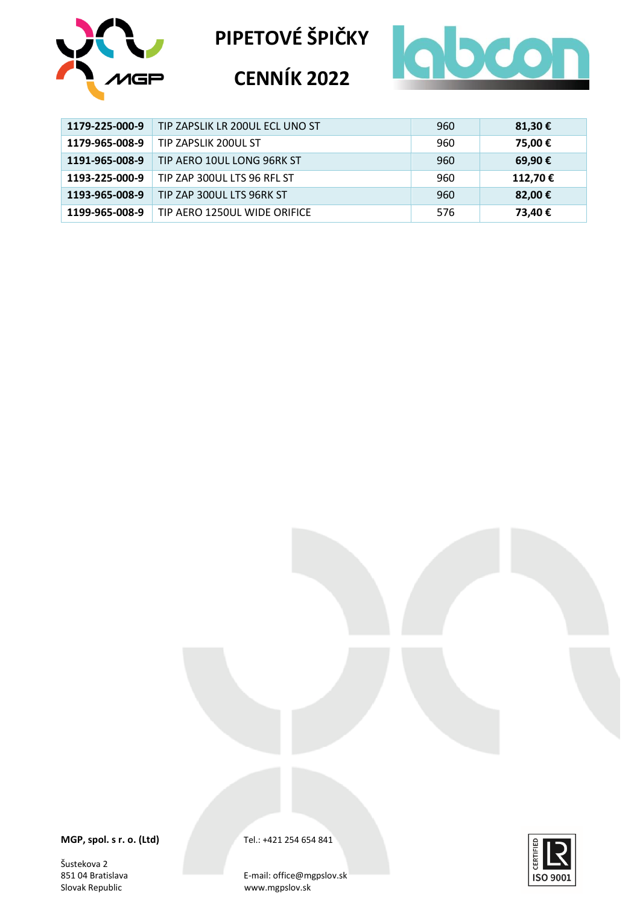# PIPETOVÉ ŠPIČKY

# CENNÍK 2022

| | | | |
|---|---|---|---|
| **1179-225-000-9** | TIP ZAPSLIK LR 200UL ECL UNO ST | 960 | **81,30 €** |
| **1179-965-008-9** | TIP ZAPSLIK 200UL ST | 960 | **75,00 €** |
| **1191-965-008-9** | TIP AERO 10UL LONG 96RK ST | 960 | **69,90 €** |
| **1193-225-000-9** | TIP ZAP 300UL LTS 96 RFL ST | 960 | **112,70 €** |
| **1193-965-008-9** | TIP ZAP 300UL LTS 96RK ST | 960 | **82,00 €** |
| **1199-965-008-9** | TIP AERO 1250UL WIDE ORIFICE | 576 | **73,40 €** |

**MGP, spol. s r. o. (Ltd)**

Šustekova 2
851 04 Bratislava
Slovak Republic

Tel.: +421 254 654 841

E-mail: office@mgpslov.sk
www.mgpslov.sk

CERTIFIED ISO 9001